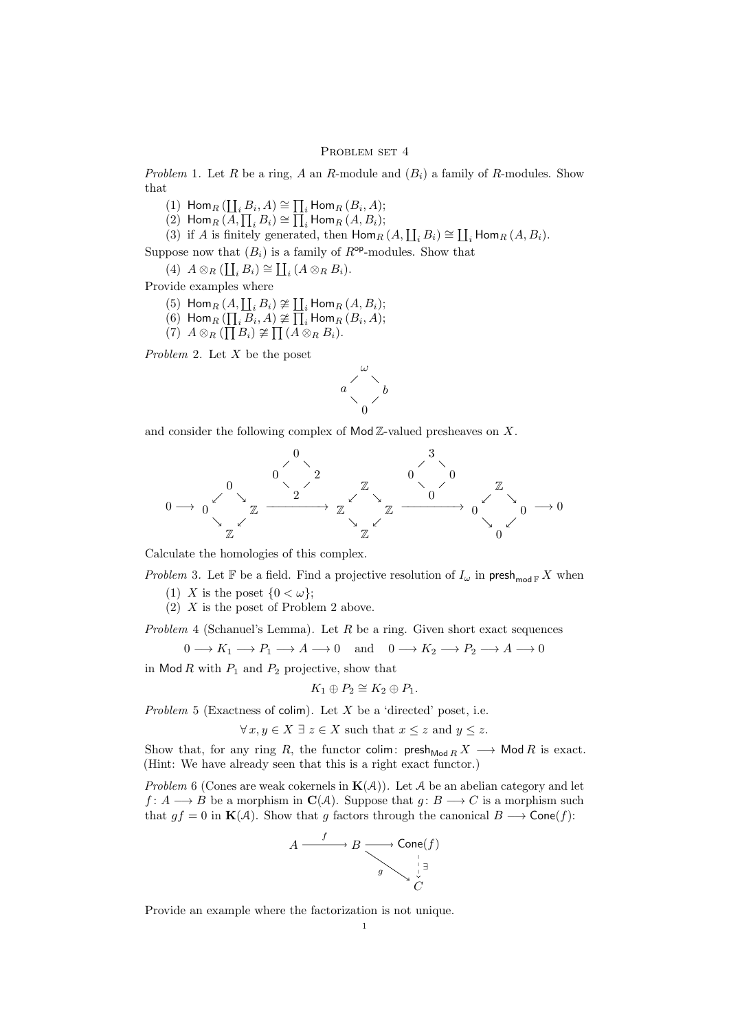# Problem set 4

*Problem* 1. Let $R$ be a ring, $A$ an $R$-module and $(B_i)$ a family of $R$-modules. Show that

1. $\mathsf{Hom}_R\left(\coprod_i B_i, A\right) \cong \prod_i \mathsf{Hom}_R\left(B_i, A\right)$;
2. $\mathsf{Hom}_R\left(A, \prod_i B_i\right) \cong \prod_i \mathsf{Hom}_R\left(A, B_i\right)$;
3. if $A$ is finitely generated, then $\mathsf{Hom}_R\left(A, \coprod_i B_i\right) \cong \coprod_i \mathsf{Hom}_R\left(A, B_i\right)$.

Suppose now that $(B_i)$ is a family of $R^{\mathsf{op}}$-modules. Show that

4. $A \otimes_R \left(\coprod_i B_i\right) \cong \coprod_i \left(A \otimes_R B_i\right)$.

Provide examples where

5. $\mathsf{Hom}_R\left(A, \coprod_i B_i\right) \not\cong \coprod_i \mathsf{Hom}_R\left(A, B_i\right)$;
6. $\mathsf{Hom}_R\left(\prod_i B_i, A\right) \not\cong \coprod_i \mathsf{Hom}_R\left(B_i, A\right)$;
7. $A \otimes_R \left(\prod B_i\right) \not\cong \prod \left(A \otimes_R B_i\right)$.

*Problem* 2. Let $X$ be the poset

$$\begin{array}{ccc} & \omega & \\ \nearrow & & \nwarrow \\ a & & b \\ \nwarrow & & \nearrow \\ & 0 & \end{array}$$

and consider the following complex of $\mathsf{Mod}\,\mathbb{Z}$-valued presheaves on $X$.

$$0 \longrightarrow \begin{array}{ccc} & 0 & \\ \swarrow & & \searrow \\ 0 & & \mathbb{Z} \\ \searrow & & \swarrow \\ & \mathbb{Z} & \end{array} \xrightarrow{\begin{array}{ccc} & 0 & \\ \nearrow & & \nwarrow \\ 0 & & 2 \\ \nwarrow & & \nearrow \\ & 2 & \end{array}} \begin{array}{ccc} & \mathbb{Z} & \\ \swarrow & & \searrow \\ \mathbb{Z} & & \mathbb{Z} \\ \searrow & & \swarrow \\ & \mathbb{Z} & \end{array} \xrightarrow{\begin{array}{ccc} & 3 & \\ \nearrow & & \nwarrow \\ 0 & & 0 \\ \nwarrow & & \nearrow \\ & 0 & \end{array}} \begin{array}{ccc} & \mathbb{Z} & \\ \swarrow & & \searrow \\ 0 & & 0 \\ \searrow & & \swarrow \\ & 0 & \end{array} \longrightarrow 0$$

Calculate the homologies of this complex.

*Problem* 3. Let $\mathbb{F}$ be a field. Find a projective resolution of $I_\omega$ in $\mathsf{presh}_{\mathsf{mod}\,\mathbb{F}}\,X$ when

1. $X$ is the poset $\{0 < \omega\}$;
2. $X$ is the poset of Problem 2 above.

*Problem* 4 (Schanuel's Lemma). Let $R$ be a ring. Given short exact sequences

$$0 \longrightarrow K_1 \longrightarrow P_1 \longrightarrow A \longrightarrow 0 \quad \text{and} \quad 0 \longrightarrow K_2 \longrightarrow P_2 \longrightarrow A \longrightarrow 0$$

in $\mathsf{Mod}\,R$ with $P_1$ and $P_2$ projective, show that

$$K_1 \oplus P_2 \cong K_2 \oplus P_1.$$

*Problem* 5 (Exactness of $\mathsf{colim}$). Let $X$ be a 'directed' poset, i.e.

$$\forall\, x, y \in X \;\exists\, z \in X \text{ such that } x \le z \text{ and } y \le z.$$

Show that, for any ring $R$, the functor $\mathsf{colim}\colon \mathsf{presh}_{\mathsf{Mod}\,R}\,X \longrightarrow \mathsf{Mod}\,R$ is exact. (Hint: We have already seen that this is a right exact functor.)

*Problem* 6 (Cones are weak cokernels in $\mathbf{K}(\mathcal{A})$). Let $\mathcal{A}$ be an abelian category and let $f\colon A \longrightarrow B$ be a morphism in $\mathbf{C}(\mathcal{A})$. Suppose that $g\colon B \longrightarrow C$ is a morphism such that $gf = 0$ in $\mathbf{K}(\mathcal{A})$. Show that $g$ factors through the canonical $B \longrightarrow \mathsf{Cone}(f)$:

$$\begin{array}{ccccc} A & \xrightarrow{f} & B & \longrightarrow & \mathsf{Cone}(f) \\ & & & \underset{g}{\searrow} & \downarrow \exists \\ & & & & C \end{array}$$

Provide an example where the factorization is not unique.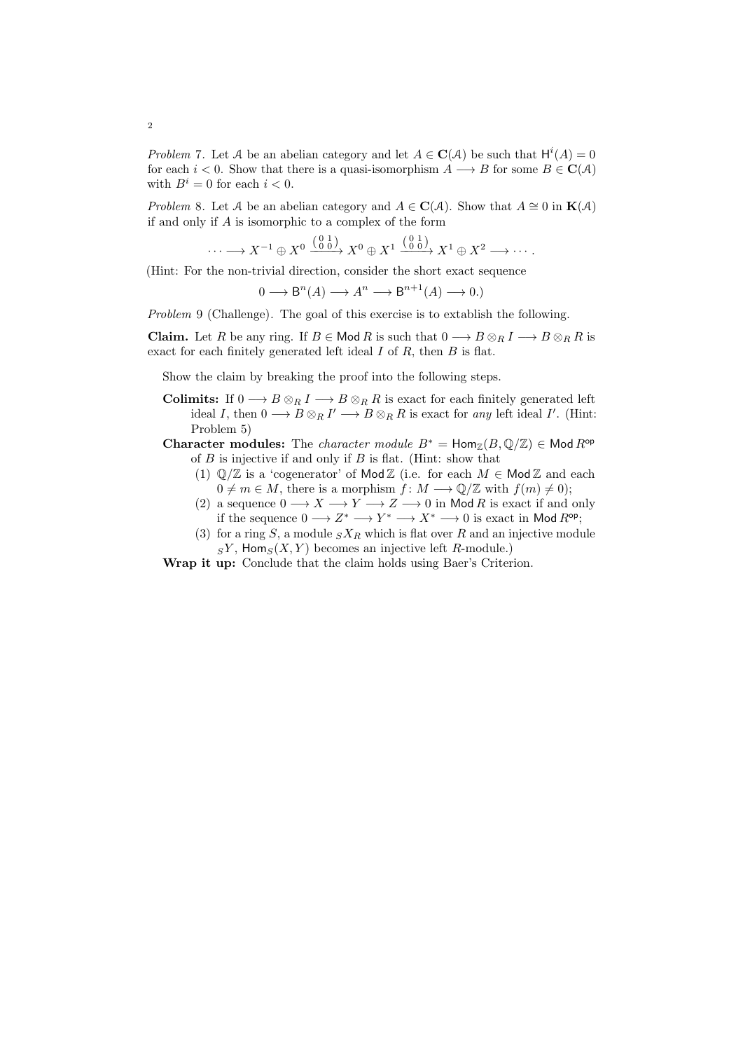*Problem* 7. Let $\mathcal{A}$ be an abelian category and let $A \in \mathbf{C}(\mathcal{A})$ be such that $\mathsf{H}^i(A) = 0$ for each $i < 0$. Show that there is a quasi-isomorphism $A \longrightarrow B$ for some $B \in \mathbf{C}(\mathcal{A})$ with $B^i = 0$ for each $i < 0$.

*Problem* 8. Let $\mathcal{A}$ be an abelian category and $A \in \mathbf{C}(\mathcal{A})$. Show that $A \cong 0$ in $\mathbf{K}(\mathcal{A})$ if and only if $A$ is isomorphic to a complex of the form

$$\cdots \longrightarrow X^{-1} \oplus X^0 \xrightarrow{\left(\begin{smallmatrix} 0 & 1 \\ 0 & 0 \end{smallmatrix}\right)} X^0 \oplus X^1 \xrightarrow{\left(\begin{smallmatrix} 0 & 1 \\ 0 & 0 \end{smallmatrix}\right)} X^1 \oplus X^2 \longrightarrow \cdots .$$

(Hint: For the non-trivial direction, consider the short exact sequence

$$0 \longrightarrow \mathsf{B}^n(A) \longrightarrow A^n \longrightarrow \mathsf{B}^{n+1}(A) \longrightarrow 0.)$$

*Problem* 9 (Challenge). The goal of this exercise is to extablish the following.

**Claim.** Let $R$ be any ring. If $B \in \mathsf{Mod}\, R$ is such that $0 \longrightarrow B \otimes_R I \longrightarrow B \otimes_R R$ is exact for each finitely generated left ideal $I$ of $R$, then $B$ is flat.

Show the claim by breaking the proof into the following steps.

**Colimits:** If $0 \longrightarrow B \otimes_R I \longrightarrow B \otimes_R R$ is exact for each finitely generated left ideal $I$, then $0 \longrightarrow B \otimes_R I' \longrightarrow B \otimes_R R$ is exact for *any* left ideal $I'$. (Hint: Problem 5)

**Character modules:** The *character module* $B^* = \mathsf{Hom}_{\mathbb{Z}}(B, \mathbb{Q}/\mathbb{Z}) \in \mathsf{Mod}\, R^{\mathsf{op}}$ of $B$ is injective if and only if $B$ is flat. (Hint: show that

1. $\mathbb{Q}/\mathbb{Z}$ is a 'cogenerator' of $\mathsf{Mod}\,\mathbb{Z}$ (i.e. for each $M \in \mathsf{Mod}\,\mathbb{Z}$ and each $0 \neq m \in M$, there is a morphism $f \colon M \longrightarrow \mathbb{Q}/\mathbb{Z}$ with $f(m) \neq 0$);
2. a sequence $0 \longrightarrow X \longrightarrow Y \longrightarrow Z \longrightarrow 0$ in $\mathsf{Mod}\, R$ is exact if and only if the sequence $0 \longrightarrow Z^* \longrightarrow Y^* \longrightarrow X^* \longrightarrow 0$ is exact in $\mathsf{Mod}\, R^{\mathsf{op}}$;
3. for a ring $S$, a module ${}_SX_R$ which is flat over $R$ and an injective module ${}_SY$, $\mathsf{Hom}_S(X, Y)$ becomes an injective left $R$-module.)

**Wrap it up:** Conclude that the claim holds using Baer's Criterion.